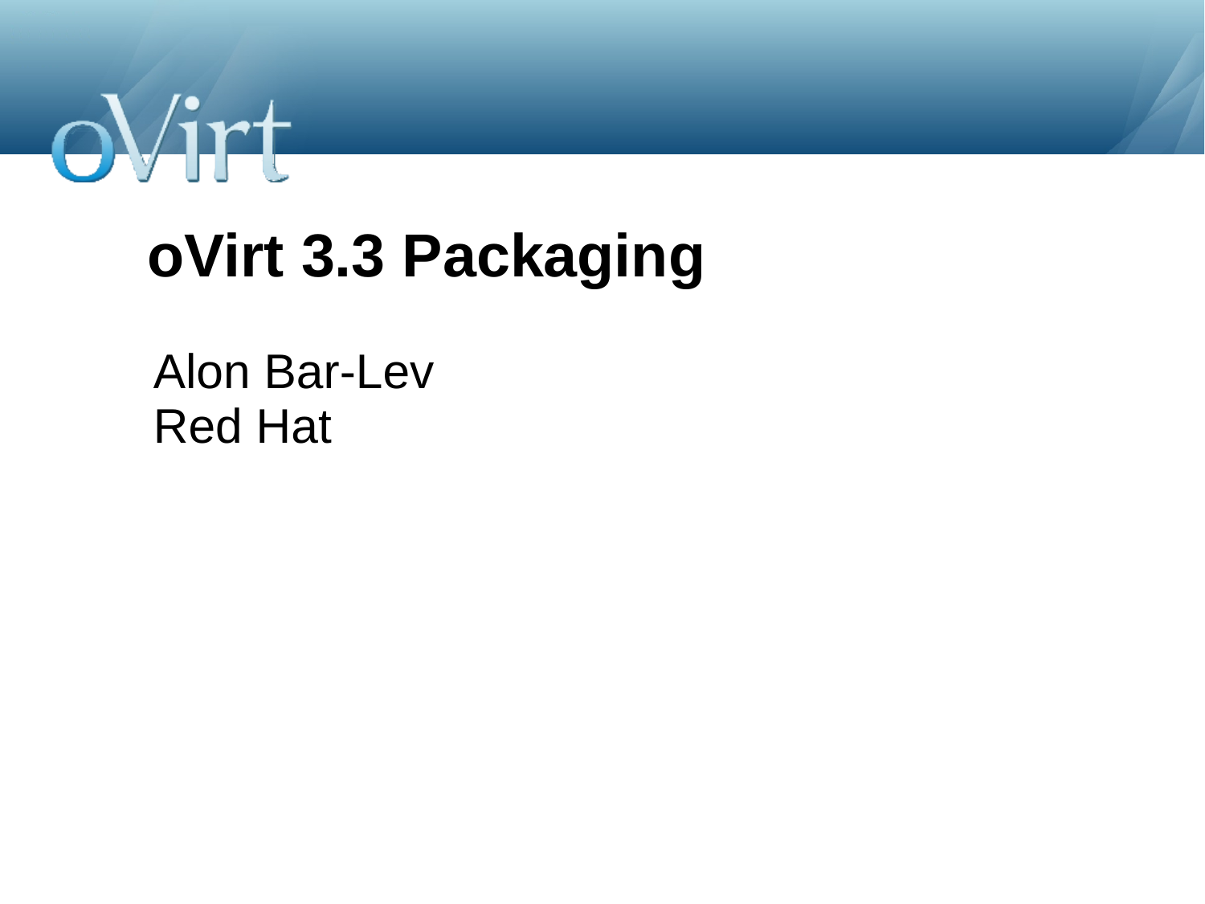# oVirt 3.3 Packaging

Alon Bar-Lev
Red Hat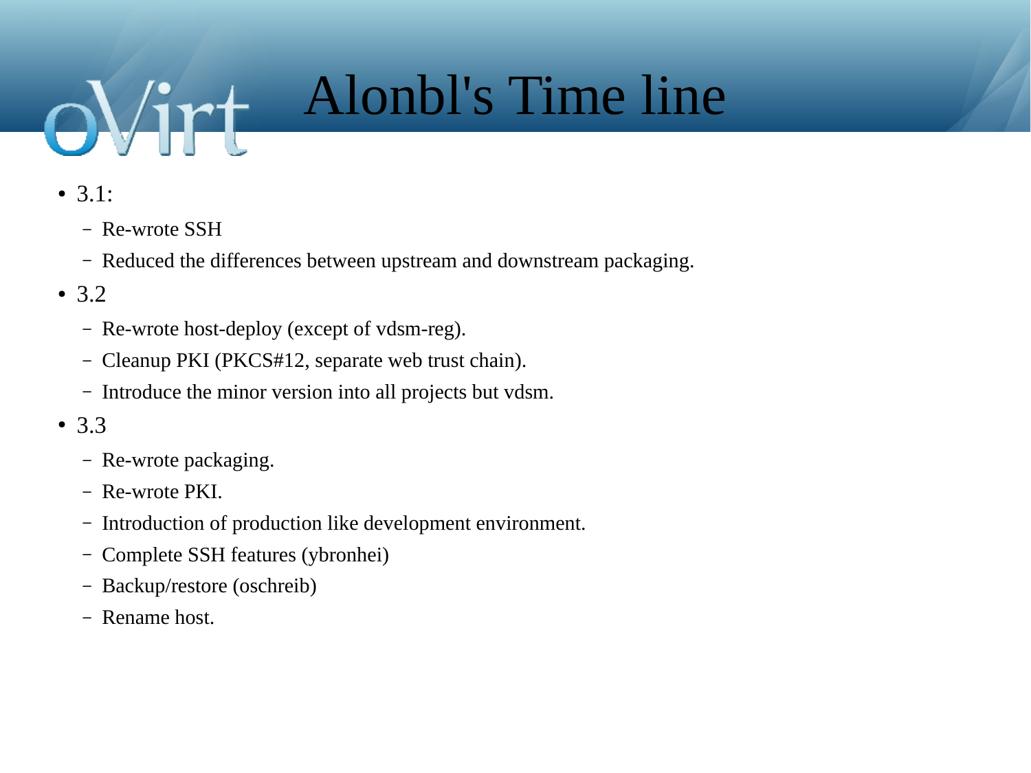# Alonbl's Time line

- 3.1:
  - Re-wrote SSH
  - Reduced the differences between upstream and downstream packaging.
- 3.2
  - Re-wrote host-deploy (except of vdsm-reg).
  - Cleanup PKI (PKCS#12, separate web trust chain).
  - Introduce the minor version into all projects but vdsm.
- 3.3
  - Re-wrote packaging.
  - Re-wrote PKI.
  - Introduction of production like development environment.
  - Complete SSH features (ybronhei)
  - Backup/restore (oschreib)
  - Rename host.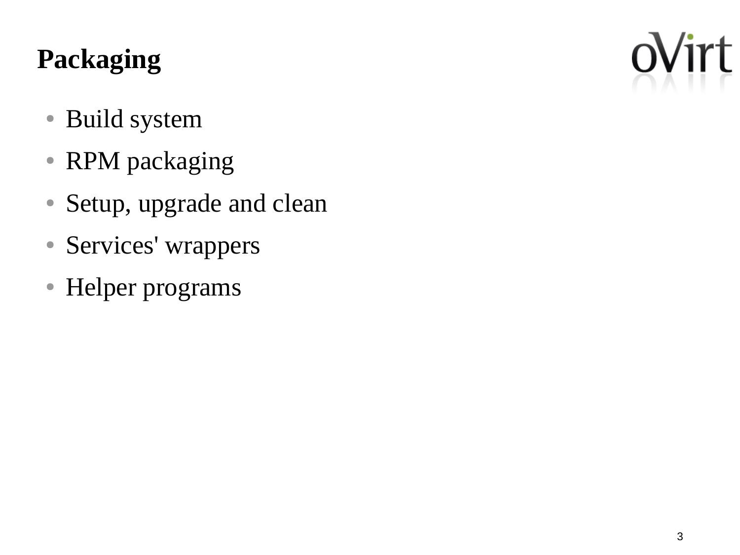# Packaging

- Build system
- RPM packaging
- Setup, upgrade and clean
- Services' wrappers
- Helper programs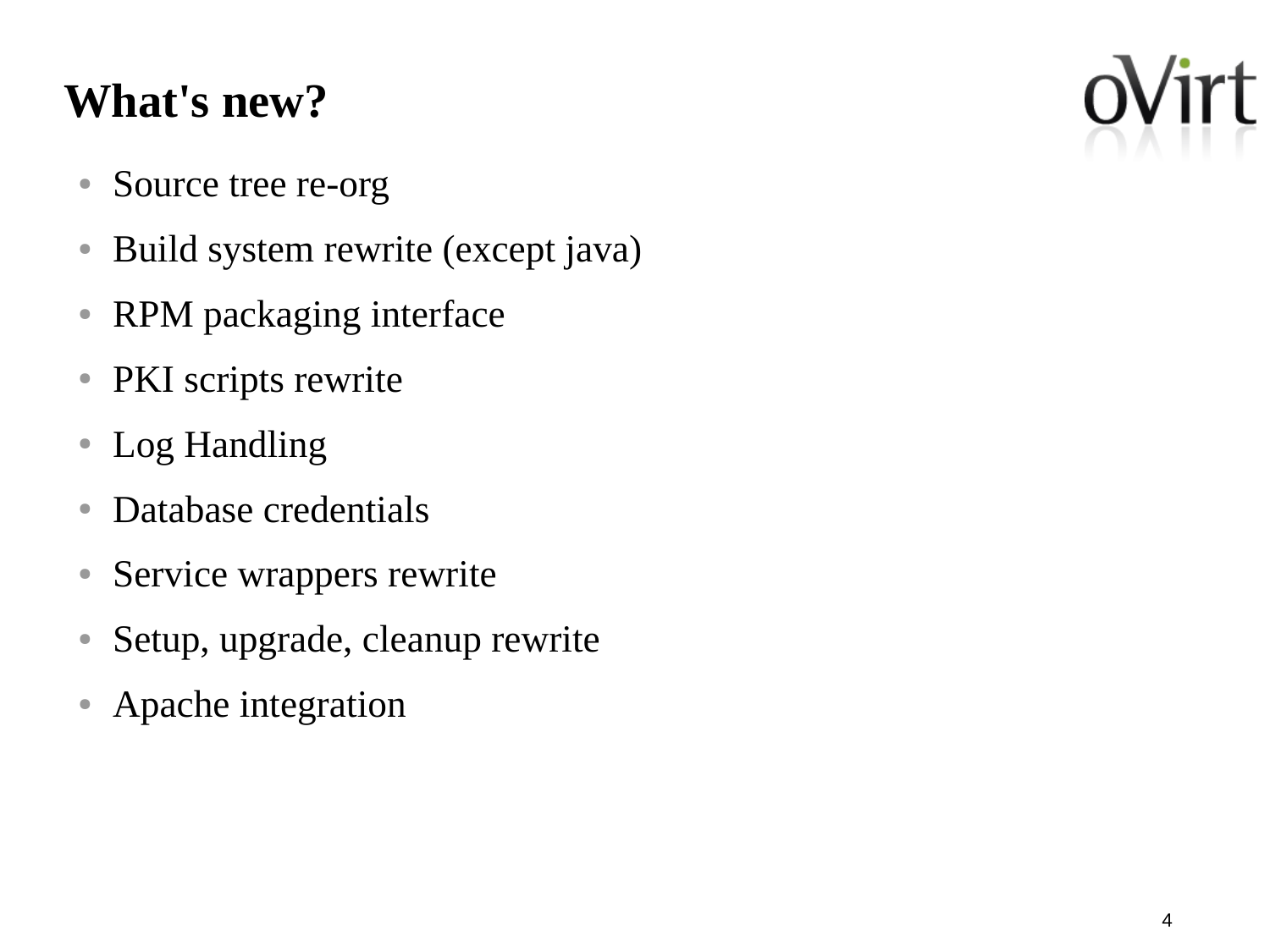# What's new?

- Source tree re-org
- Build system rewrite (except java)
- RPM packaging interface
- PKI scripts rewrite
- Log Handling
- Database credentials
- Service wrappers rewrite
- Setup, upgrade, cleanup rewrite
- Apache integration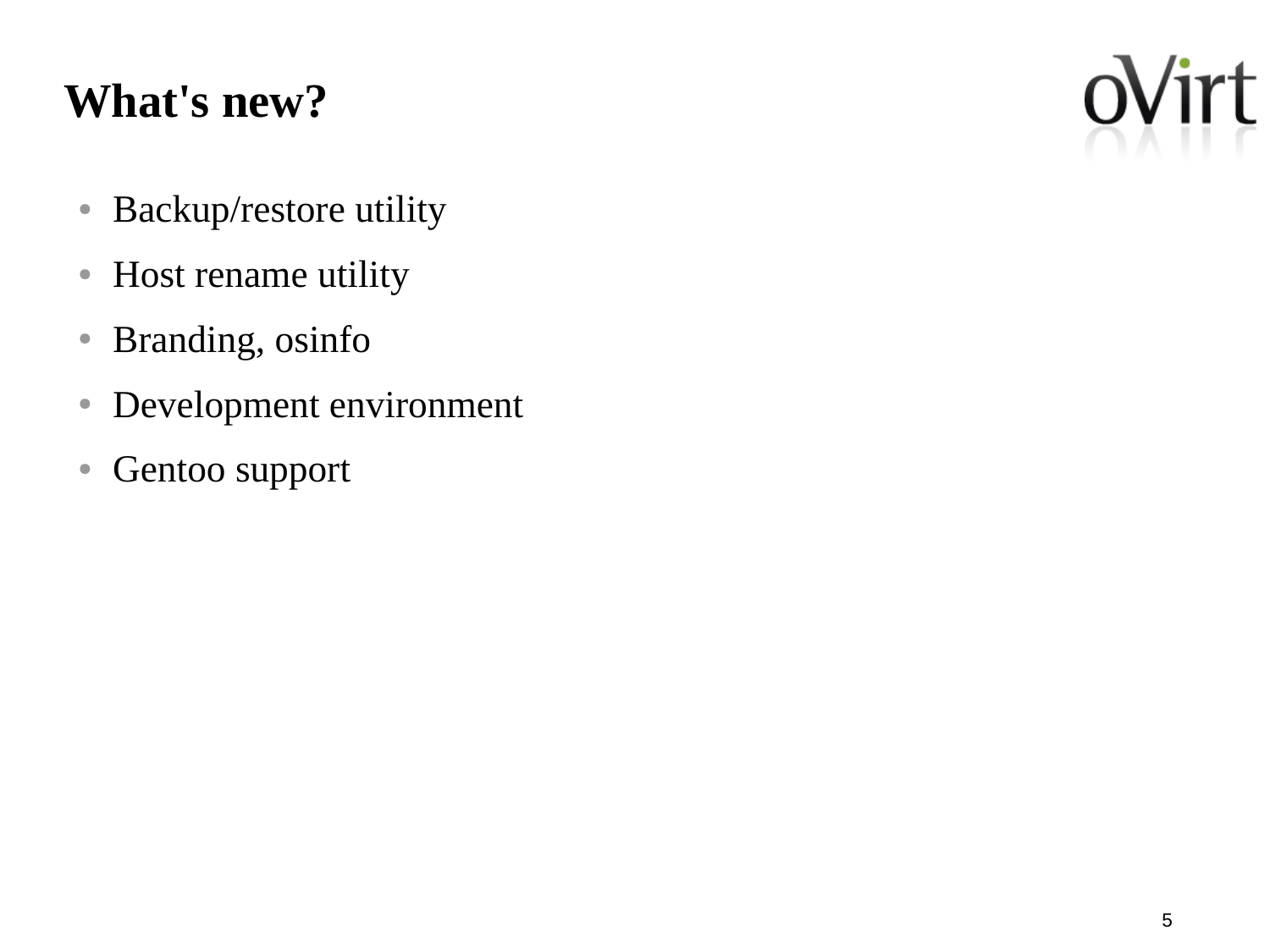# What's new?

- Backup/restore utility
- Host rename utility
- Branding, osinfo
- Development environment
- Gentoo support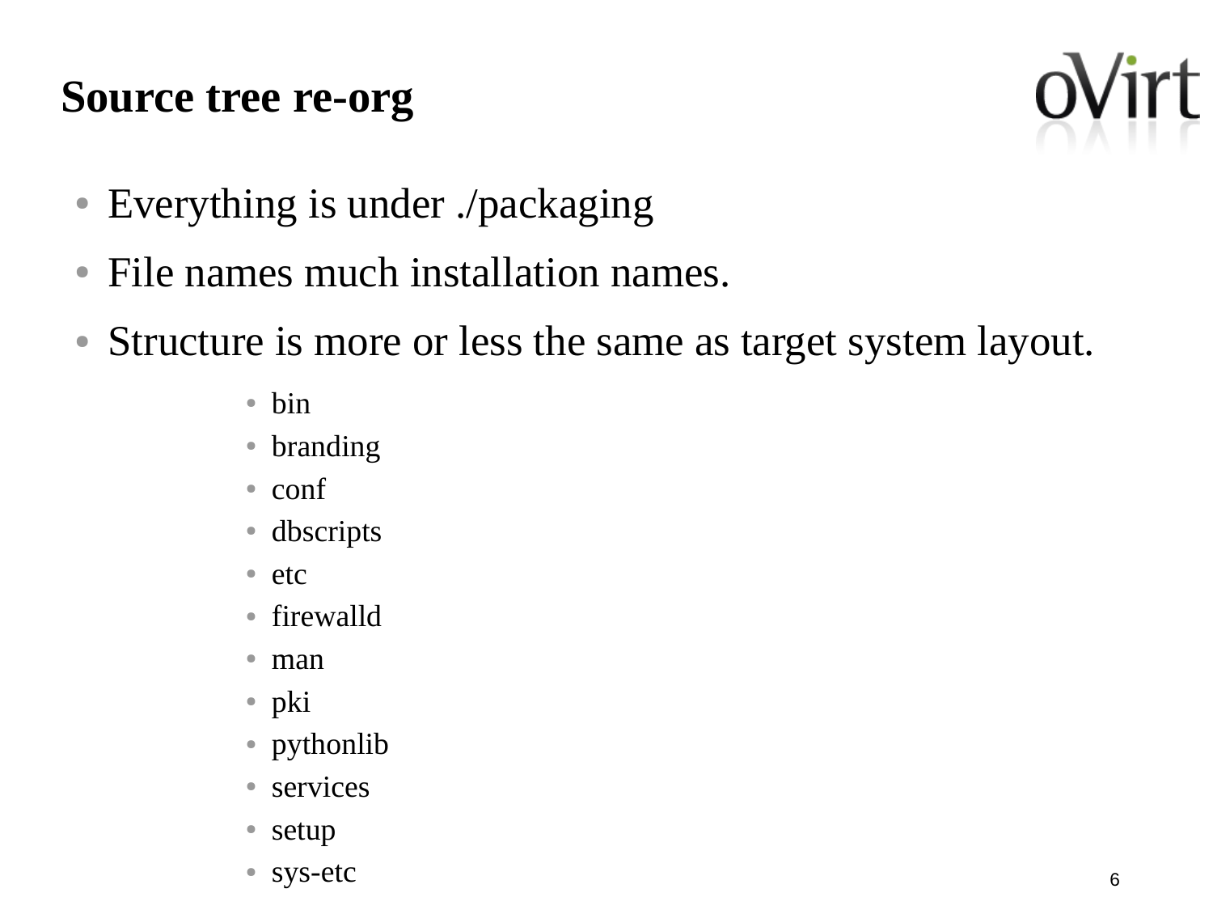# Source tree re-org

- Everything is under ./packaging
- File names much installation names.
- Structure is more or less the same as target system layout.
    - bin
    - branding
    - conf
    - dbscripts
    - etc
    - firewalld
    - man
    - pki
    - pythonlib
    - services
    - setup
    - sys-etc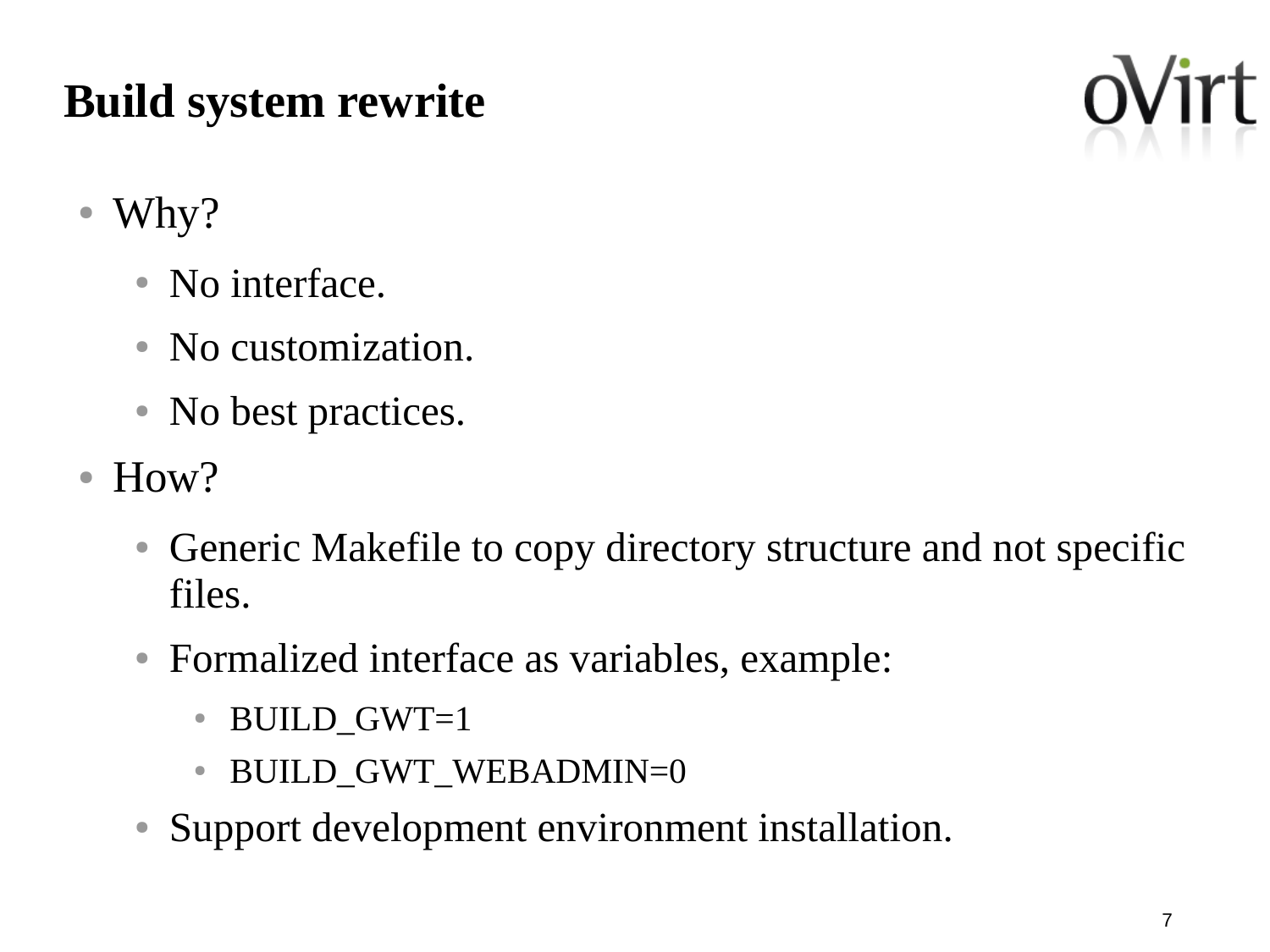# Build system rewrite

- Why?
  - No interface.
  - No customization.
  - No best practices.
- How?
  - Generic Makefile to copy directory structure and not specific files.
  - Formalized interface as variables, example:
    - BUILD_GWT=1
    - BUILD_GWT_WEBADMIN=0
  - Support development environment installation.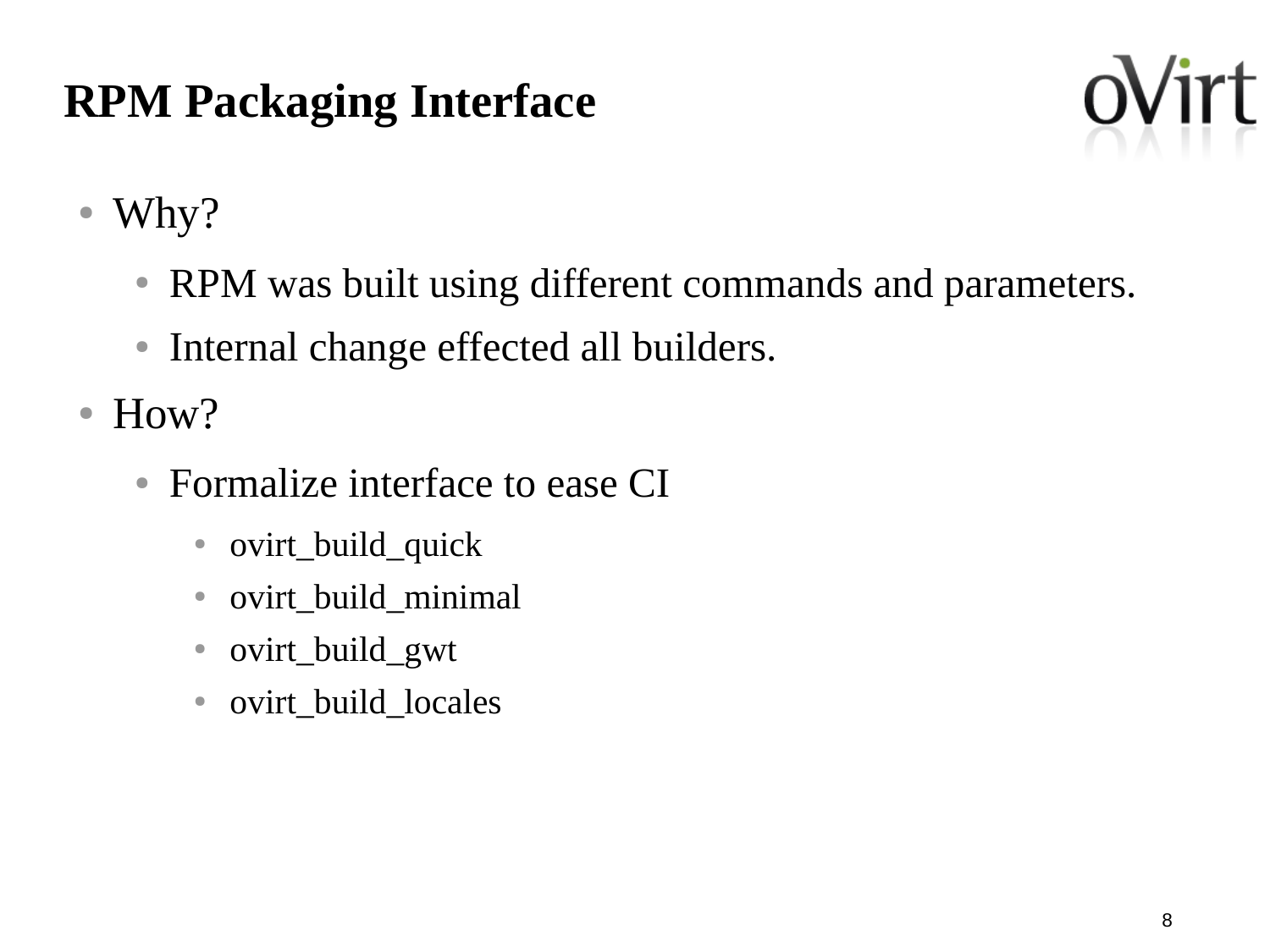# RPM Packaging Interface

- Why?
  - RPM was built using different commands and parameters.
  - Internal change effected all builders.
- How?
  - Formalize interface to ease CI
    - ovirt_build_quick
    - ovirt_build_minimal
    - ovirt_build_gwt
    - ovirt_build_locales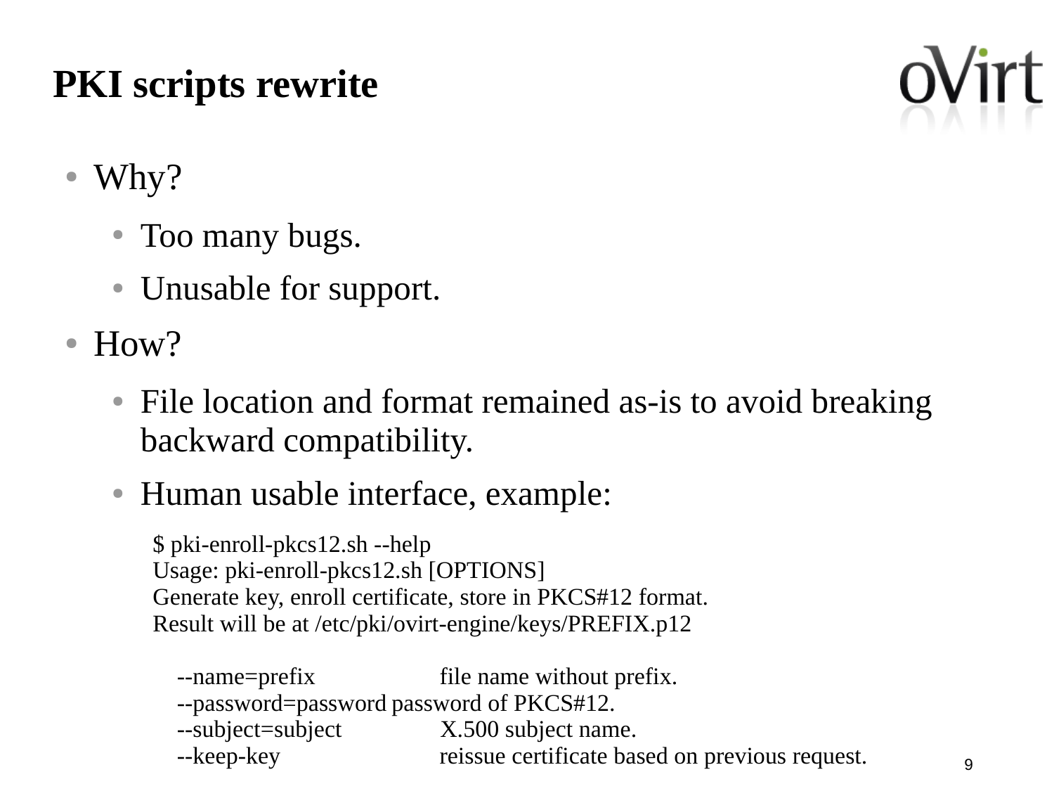# PKI scripts rewrite

- Why?
  - Too many bugs.
  - Unusable for support.
- How?
  - File location and format remained as-is to avoid breaking backward compatibility.
  - Human usable interface, example:

```
$ pki-enroll-pkcs12.sh --help
Usage: pki-enroll-pkcs12.sh [OPTIONS]
Generate key, enroll certificate, store in PKCS#12 format.
Result will be at /etc/pki/ovirt-engine/keys/PREFIX.p12

    --name=prefix              file name without prefix.
    --password=password        password of PKCS#12.
    --subject=subject          X.500 subject name.
    --keep-key                 reissue certificate based on previous request.
```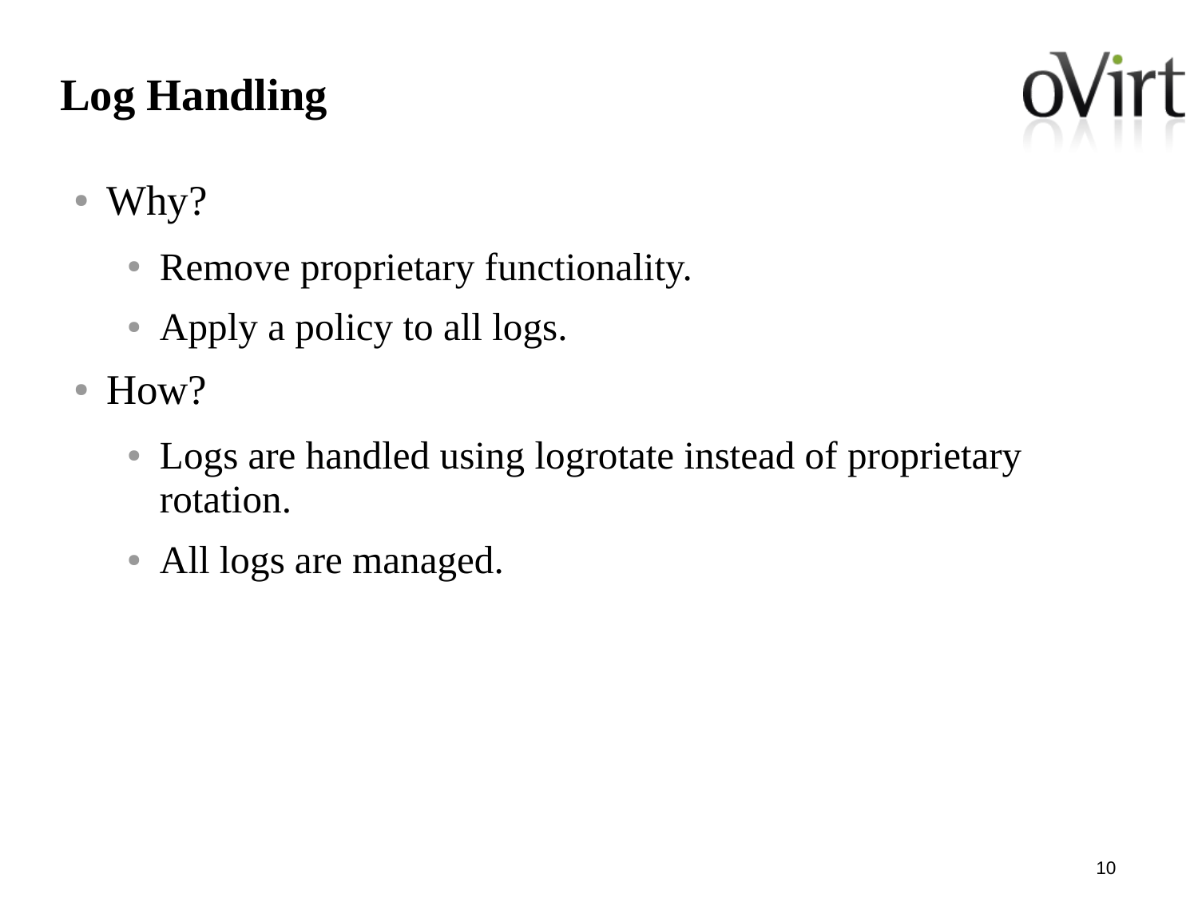# Log Handling

- Why?
  - Remove proprietary functionality.
  - Apply a policy to all logs.
- How?
  - Logs are handled using logrotate instead of proprietary rotation.
  - All logs are managed.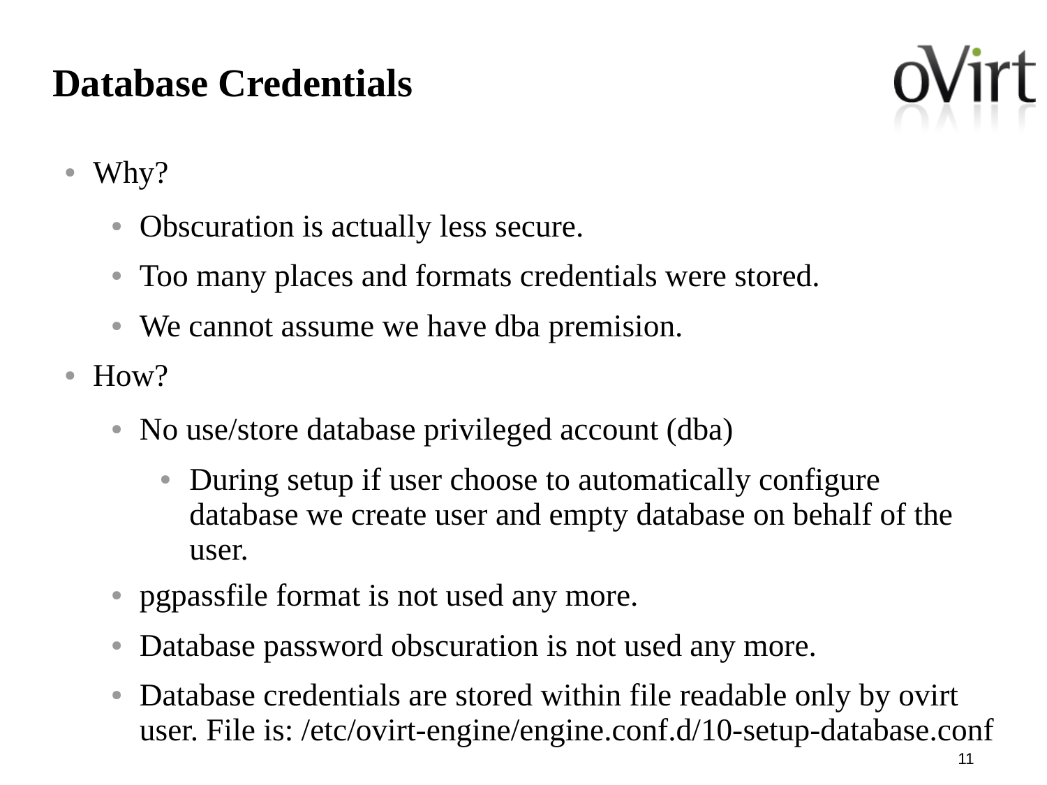# Database Credentials

- Why?
  - Obscuration is actually less secure.
  - Too many places and formats credentials were stored.
  - We cannot assume we have dba premision.
- How?
  - No use/store database privileged account (dba)
    - During setup if user choose to automatically configure database we create user and empty database on behalf of the user.
  - pgpassfile format is not used any more.
  - Database password obscuration is not used any more.
  - Database credentials are stored within file readable only by ovirt user. File is: /etc/ovirt-engine/engine.conf.d/10-setup-database.conf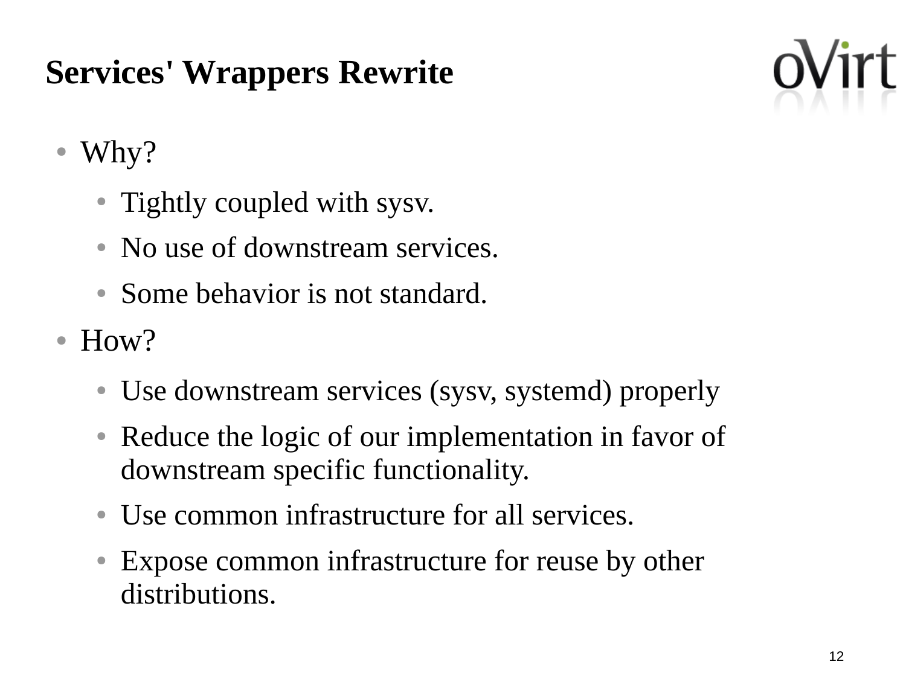# Services' Wrappers Rewrite

- Why?
  - Tightly coupled with sysv.
  - No use of downstream services.
  - Some behavior is not standard.
- How?
  - Use downstream services (sysv, systemd) properly
  - Reduce the logic of our implementation in favor of downstream specific functionality.
  - Use common infrastructure for all services.
  - Expose common infrastructure for reuse by other distributions.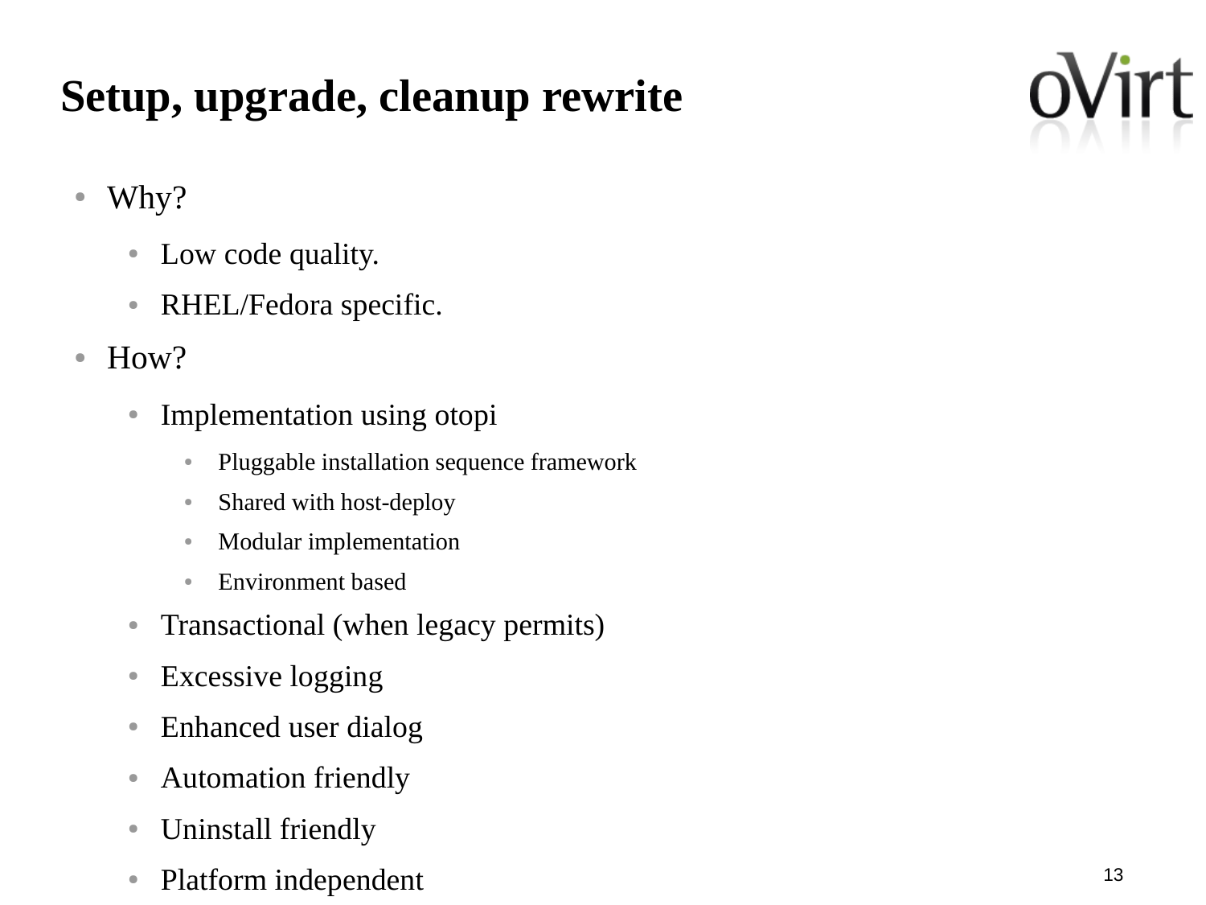# Setup, upgrade, cleanup rewrite

- Why?
  - Low code quality.
  - RHEL/Fedora specific.
- How?
  - Implementation using otopi
    - Pluggable installation sequence framework
    - Shared with host-deploy
    - Modular implementation
    - Environment based
  - Transactional (when legacy permits)
  - Excessive logging
  - Enhanced user dialog
  - Automation friendly
  - Uninstall friendly
  - Platform independent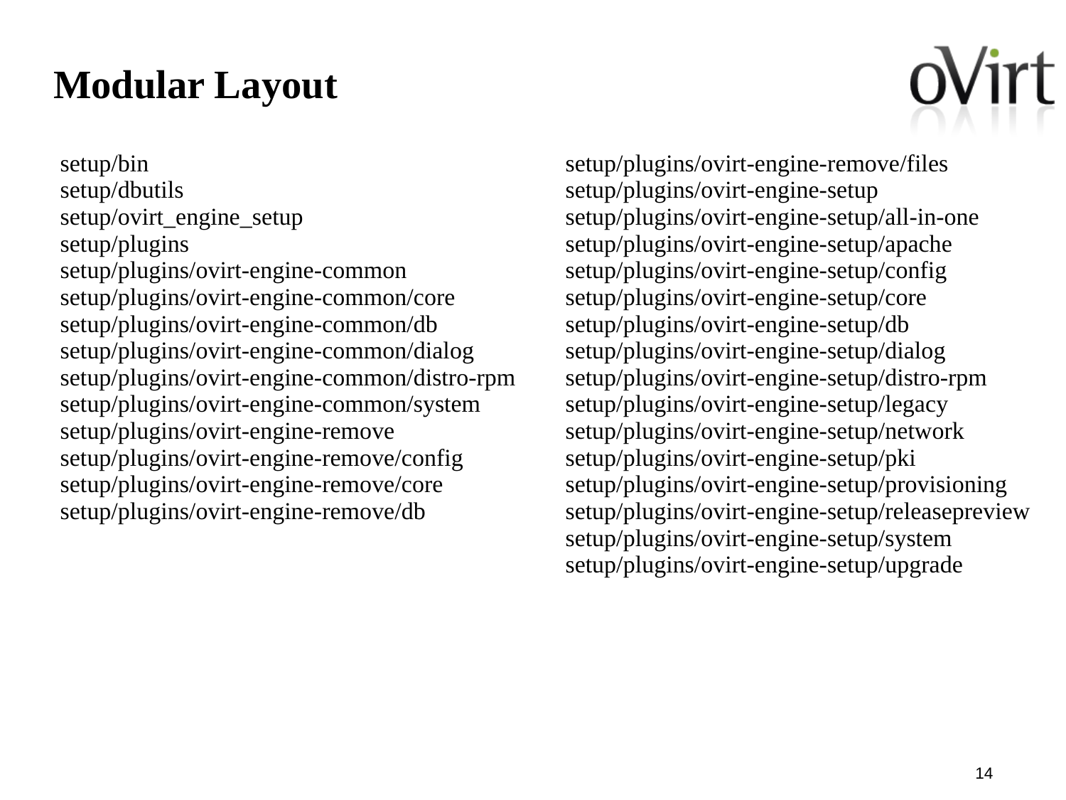# Modular Layout

setup/bin
setup/dbutils
setup/ovirt_engine_setup
setup/plugins
setup/plugins/ovirt-engine-common
setup/plugins/ovirt-engine-common/core
setup/plugins/ovirt-engine-common/db
setup/plugins/ovirt-engine-common/dialog
setup/plugins/ovirt-engine-common/distro-rpm
setup/plugins/ovirt-engine-common/system
setup/plugins/ovirt-engine-remove
setup/plugins/ovirt-engine-remove/config
setup/plugins/ovirt-engine-remove/core
setup/plugins/ovirt-engine-remove/db
setup/plugins/ovirt-engine-remove/files
setup/plugins/ovirt-engine-setup
setup/plugins/ovirt-engine-setup/all-in-one
setup/plugins/ovirt-engine-setup/apache
setup/plugins/ovirt-engine-setup/config
setup/plugins/ovirt-engine-setup/core
setup/plugins/ovirt-engine-setup/db
setup/plugins/ovirt-engine-setup/dialog
setup/plugins/ovirt-engine-setup/distro-rpm
setup/plugins/ovirt-engine-setup/legacy
setup/plugins/ovirt-engine-setup/network
setup/plugins/ovirt-engine-setup/pki
setup/plugins/ovirt-engine-setup/provisioning
setup/plugins/ovirt-engine-setup/releasepreview
setup/plugins/ovirt-engine-setup/system
setup/plugins/ovirt-engine-setup/upgrade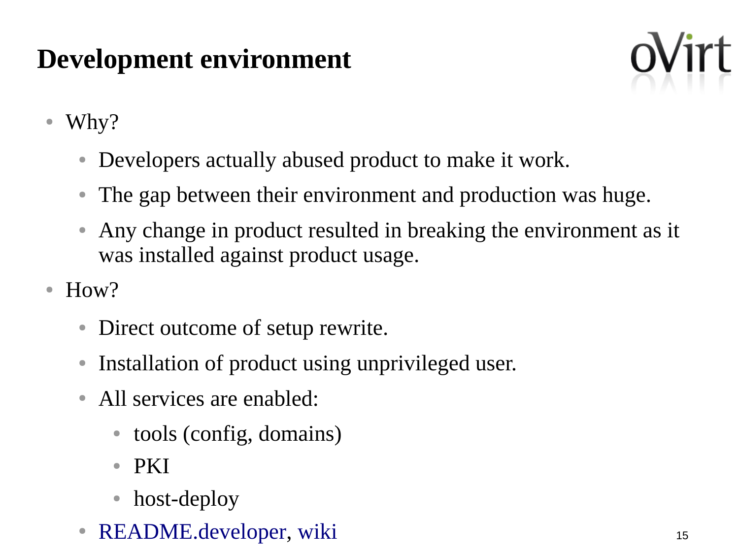# Development environment

- Why?
  - Developers actually abused product to make it work.
  - The gap between their environment and production was huge.
  - Any change in product resulted in breaking the environment as it was installed against product usage.
- How?
  - Direct outcome of setup rewrite.
  - Installation of product using unprivileged user.
  - All services are enabled:
    - tools (config, domains)
    - PKI
    - host-deploy
  - README.developer, wiki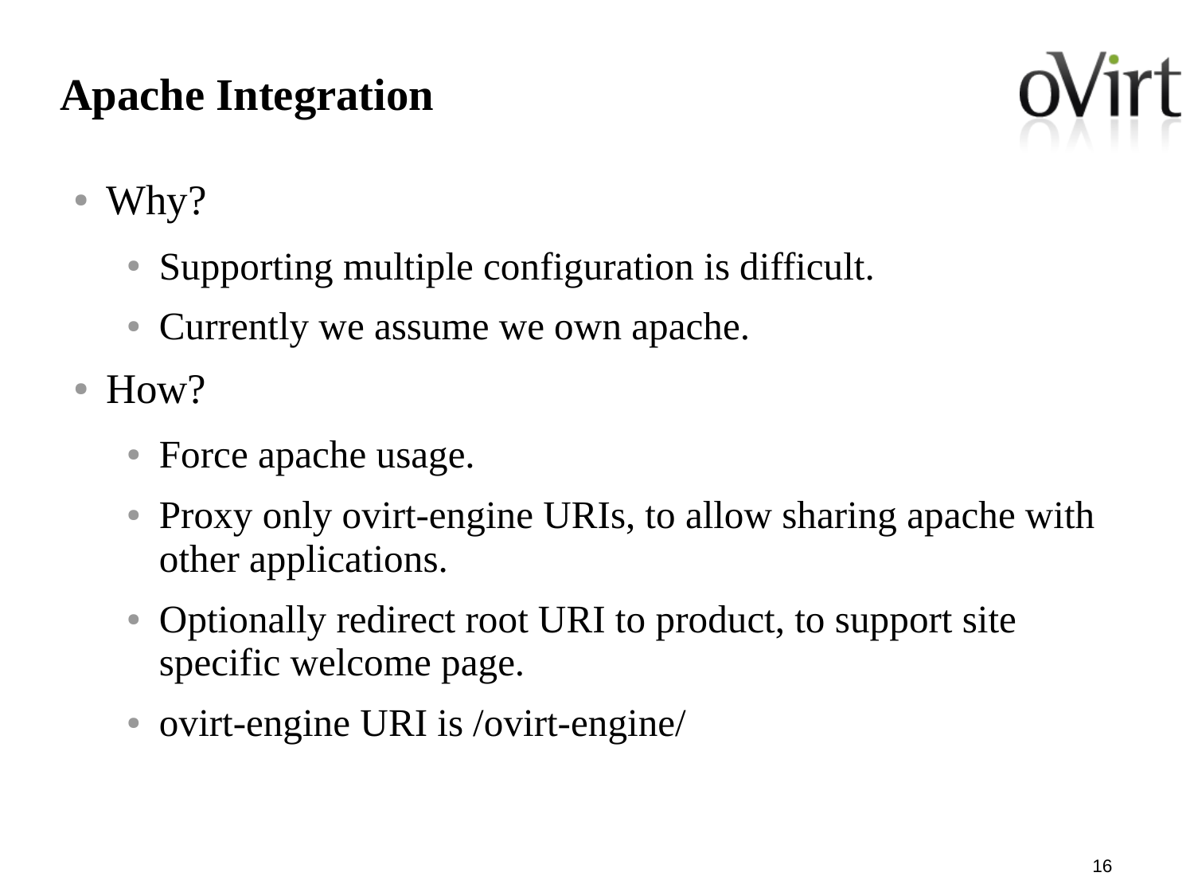# Apache Integration

- Why?
  - Supporting multiple configuration is difficult.
  - Currently we assume we own apache.
- How?
  - Force apache usage.
  - Proxy only ovirt-engine URIs, to allow sharing apache with other applications.
  - Optionally redirect root URI to product, to support site specific welcome page.
  - ovirt-engine URI is /ovirt-engine/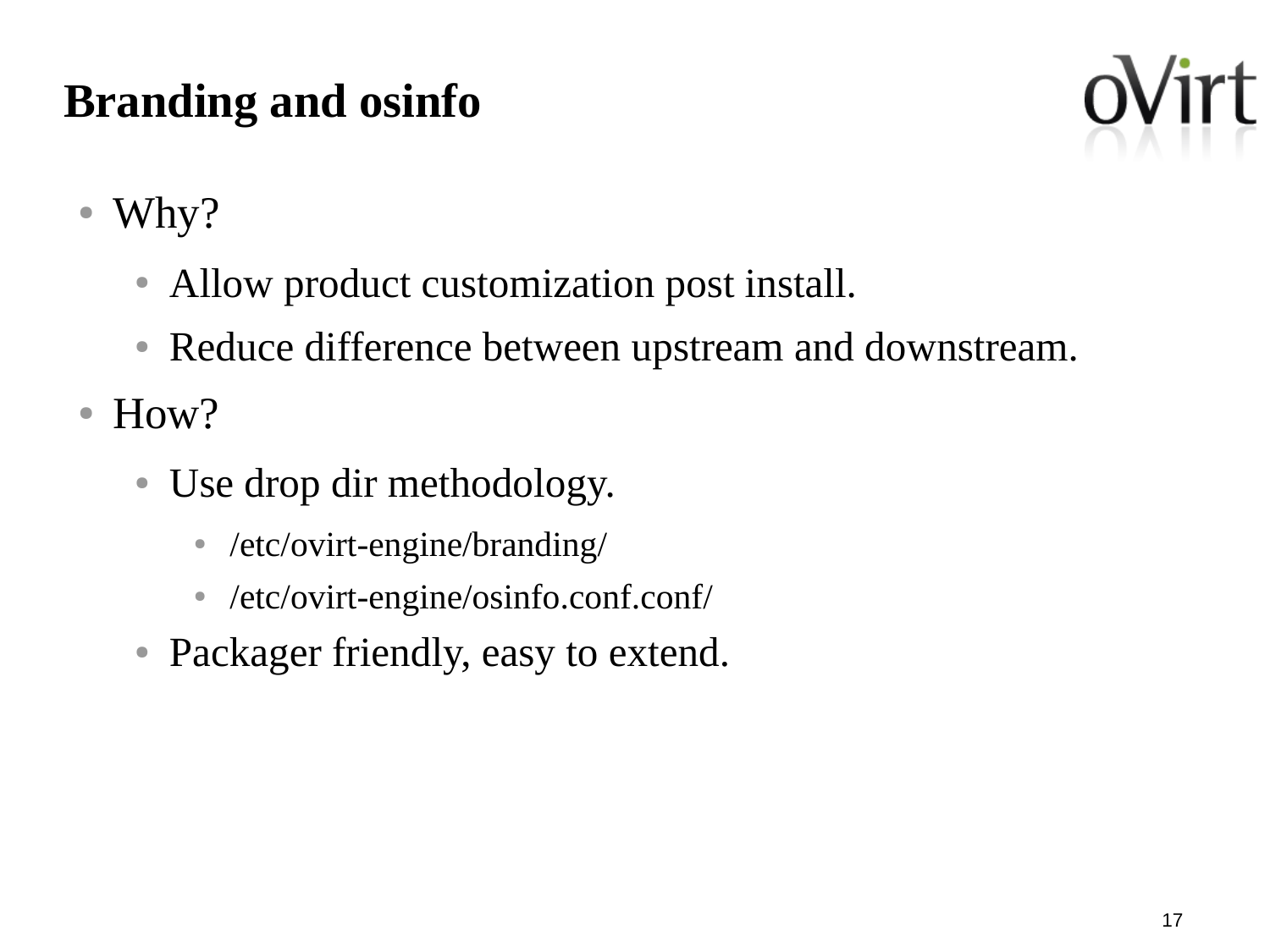# Branding and osinfo

- Why?
  - Allow product customization post install.
  - Reduce difference between upstream and downstream.
- How?
  - Use drop dir methodology.
    - /etc/ovirt-engine/branding/
    - /etc/ovirt-engine/osinfo.conf.conf/
  - Packager friendly, easy to extend.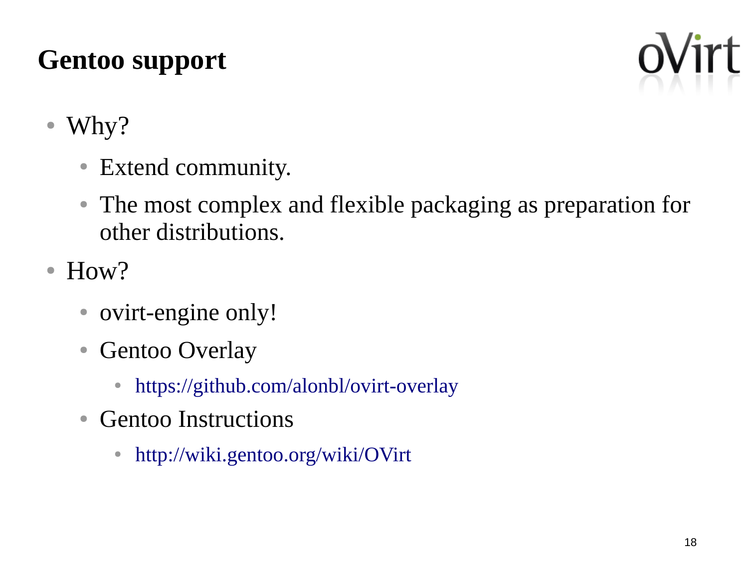# Gentoo support

- Why?
  - Extend community.
  - The most complex and flexible packaging as preparation for other distributions.
- How?
  - ovirt-engine only!
  - Gentoo Overlay
    - https://github.com/alonbl/ovirt-overlay
  - Gentoo Instructions
    - http://wiki.gentoo.org/wiki/OVirt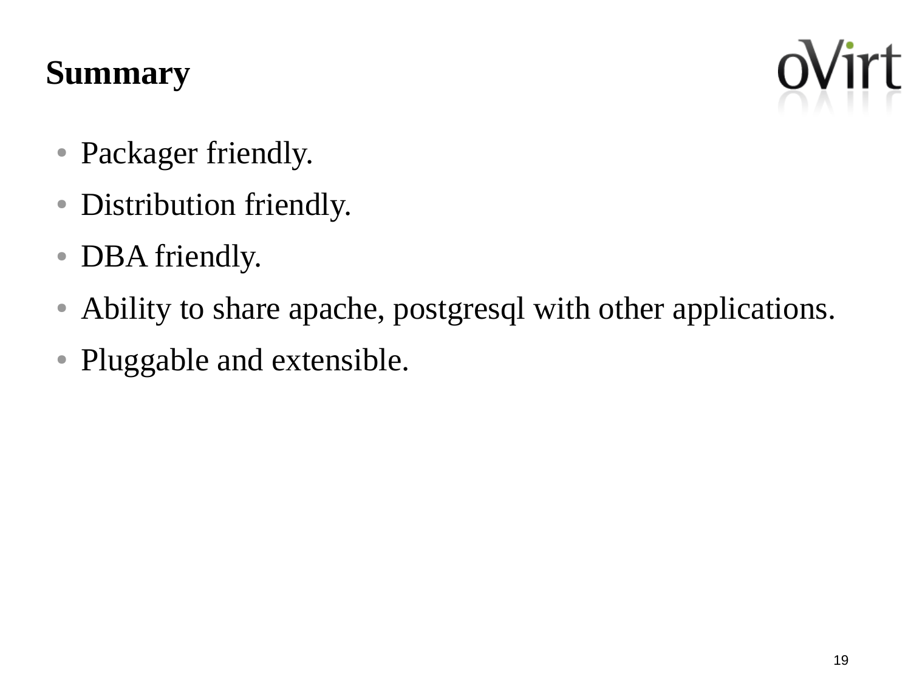# Summary

- Packager friendly.
- Distribution friendly.
- DBA friendly.
- Ability to share apache, postgresql with other applications.
- Pluggable and extensible.